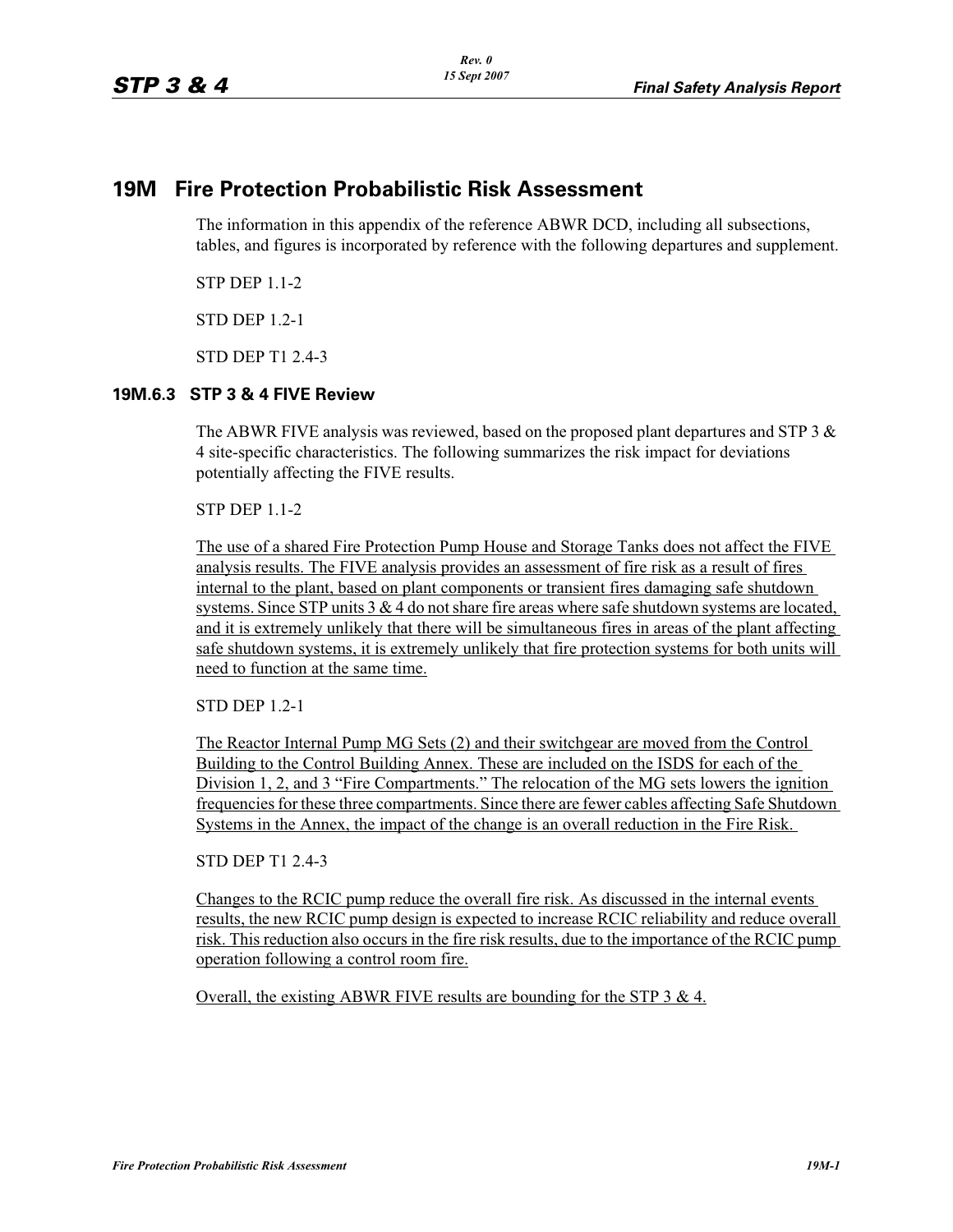# 19M Fire Protection Probabilistic Risk Assessment

The information in this appendix of the reference ABWR DCD, including all subsections, tables, and figures is incorporated by reference with the following departures and supplement.

STP DEP 1.1-2

STD DEP 1.2-1

STD DEP T1 2.4-3

## 19M.6.3 STP 3 & 4 FIVE Review

The ABWR FIVE analysis was reviewed, based on the proposed plant departures and STP 3 & 4 site-specific characteristics. The following summarizes the risk impact for deviations potentially affecting the FIVE results.

STP DEP 1.1-2

The use of a shared Fire Protection Pump House and Storage Tanks does not affect the FIVE analysis results. The FIVE analysis provides an assessment of fire risk as a result of fires internal to the plant, based on plant components or transient fires damaging safe shutdown systems. Since STP units 3 & 4 do not share fire areas where safe shutdown systems are located, and it is extremely unlikely that there will be simultaneous fires in areas of the plant affecting safe shutdown systems, it is extremely unlikely that fire protection systems for both units will need to function at the same time.

STD DEP 1.2-1

The Reactor Internal Pump MG Sets (2) and their switchgear are moved from the Control Building to the Control Building Annex. These are included on the ISDS for each of the Division 1, 2, and 3 "Fire Compartments." The relocation of the MG sets lowers the ignition frequencies for these three compartments. Since there are fewer cables affecting Safe Shutdown Systems in the Annex, the impact of the change is an overall reduction in the Fire Risk.

STD DEP T1 2.4-3

Changes to the RCIC pump reduce the overall fire risk. As discussed in the internal events results, the new RCIC pump design is expected to increase RCIC reliability and reduce overall risk. This reduction also occurs in the fire risk results, due to the importance of the RCIC pump operation following a control room fire.

Overall, the existing ABWR FIVE results are bounding for the STP 3 & 4.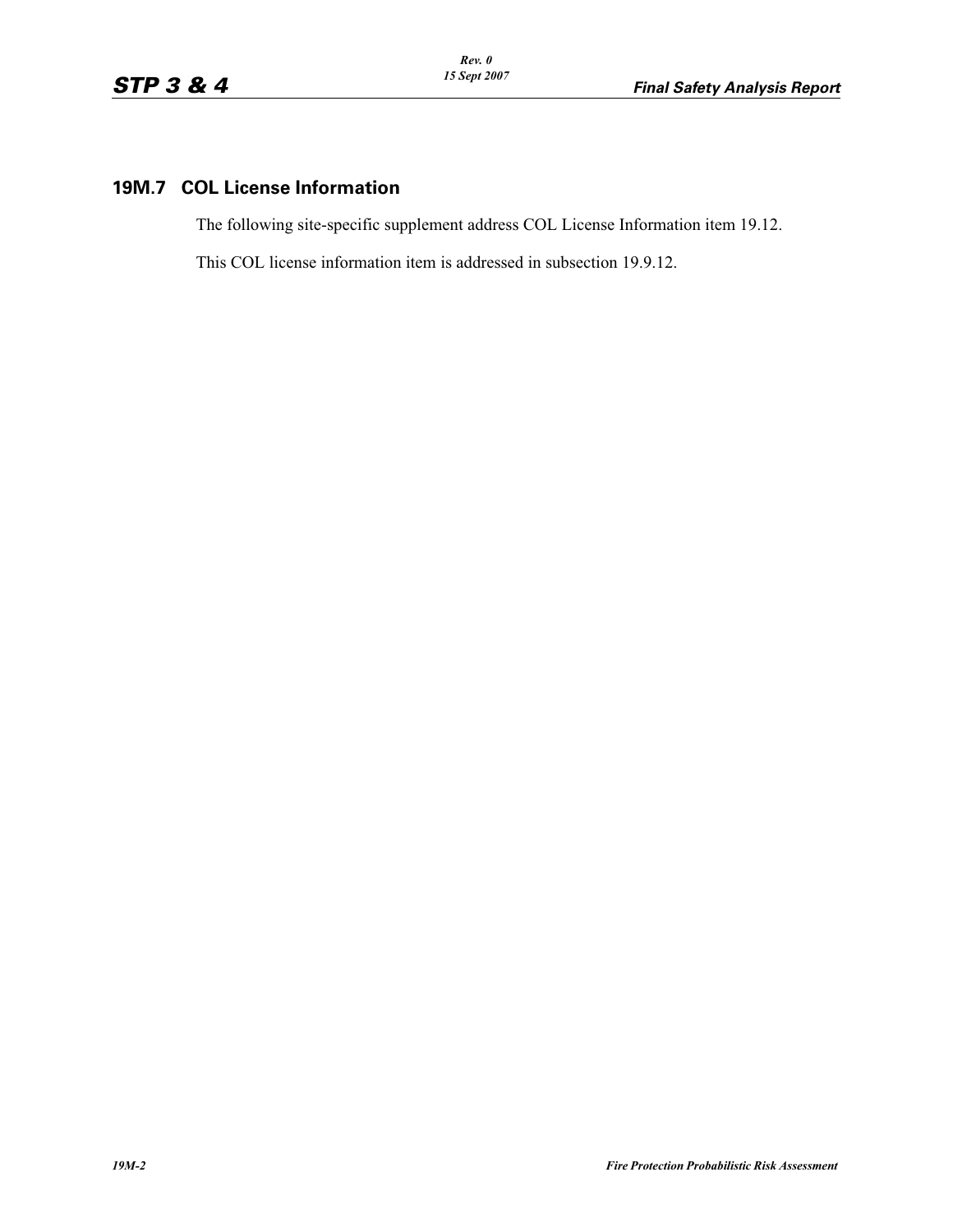## 19M.7 COL License Information

The following site-specific supplement address COL License Information item 19.12.

This COL license information item is addressed in subsection 19.9.12.